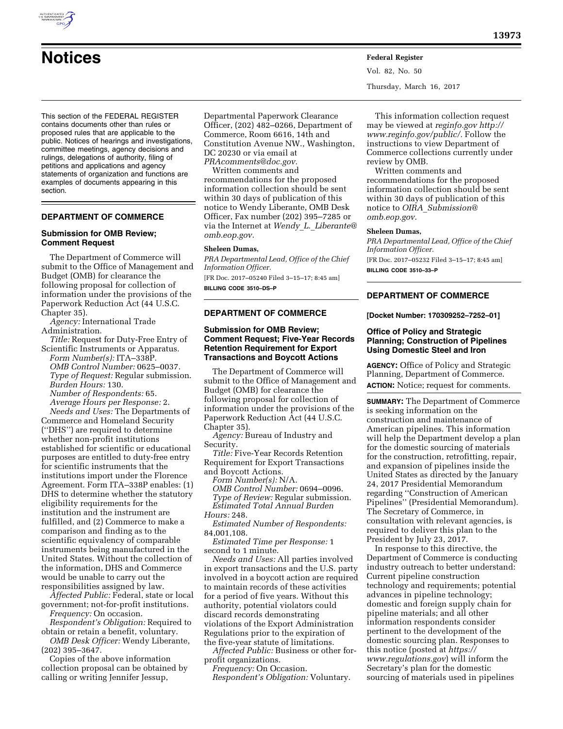# Notices

This section of the FEDERAL REGISTER contains documents other than rules or proposed rules that are applicable to the public. Notices of hearings and investigations, committee meetings, agency decisions and rulings, delegations of authority, filing of petitions and applications and agency statements of organization and functions are examples of documents appearing in this section.

## DEPARTMENT OF COMMERCE

### Submission for OMB Review; Comment Request

The Department of Commerce will submit to the Office of Management and Budget (OMB) for clearance the following proposal for collection of information under the provisions of the Paperwork Reduction Act (44 U.S.C. Chapter 35).

*Agency:* International Trade Administration.

*Title:* Request for Duty-Free Entry of Scientific Instruments or Apparatus.

*Form Number(s):* ITA–338P.

*OMB Control Number:* 0625–0037.

*Type of Request:* Regular submission.

*Burden Hours:* 130.

*Number of Respondents:* 65.

*Average Hours per Response:* 2.

*Needs and Uses:* The Departments of Commerce and Homeland Security (''DHS'') are required to determine whether non-profit institutions established for scientific or educational purposes are entitled to duty-free entry for scientific instruments that the institutions import under the Florence Agreement. Form ITA–338P enables: (1) DHS to determine whether the statutory eligibility requirements for the institution and the instrument are fulfilled, and (2) Commerce to make a comparison and finding as to the scientific equivalency of comparable instruments being manufactured in the United States. Without the collection of the information, DHS and Commerce would be unable to carry out the responsibilities assigned by law.

*Affected Public:* Federal, state or local government; not-for-profit institutions.

*Frequency:* On occasion.

*Respondent's Obligation:* Required to obtain or retain a benefit, voluntary.

*OMB Desk Officer:* Wendy Liberante, (202) 395–3647.

Copies of the above information collection proposal can be obtained by calling or writing Jennifer Jessup, Departmental Paperwork Clearance Officer, (202) 482–0266, Department of Commerce, Room 6616, 14th and Constitution Avenue NW., Washington, DC 20230 or via email at *PRAcomments@doc.gov*.

Written comments and recommendations for the proposed information collection should be sent within 30 days of publication of this notice to Wendy Liberante, OMB Desk Officer, Fax number (202) 395–7285 or via the Internet at *Wendy_L._Liberante@omb.eop.gov.*

**Sheleen Dumas,**

*PRA Departmental Lead, Office of the Chief Information Officer.*

[FR Doc. 2017–05240 Filed 3–15–17; 8:45 am]

**BILLING CODE 3510–DS–P**

## DEPARTMENT OF COMMERCE

### Submission for OMB Review; Comment Request; Five-Year Records Retention Requirement for Export Transactions and Boycott Actions

The Department of Commerce will submit to the Office of Management and Budget (OMB) for clearance the following proposal for collection of information under the provisions of the Paperwork Reduction Act (44 U.S.C. Chapter 35).

*Agency:* Bureau of Industry and Security.

*Title:* Five-Year Records Retention Requirement for Export Transactions and Boycott Actions.

*Form Number(s):* N/A.

*OMB Control Number:* 0694–0096.

*Type of Review:* Regular submission.

*Estimated Total Annual Burden Hours:* 248.

*Estimated Number of Respondents:* 84,001,108.

*Estimated Time per Response:* 1 second to 1 minute.

*Needs and Uses:* All parties involved in export transactions and the U.S. party involved in a boycott action are required to maintain records of these activities for a period of five years. Without this authority, potential violators could discard records demonstrating violations of the Export Administration Regulations prior to the expiration of the five-year statute of limitations.

*Affected Public:* Business or other for-profit organizations.

*Frequency:* On Occasion.

*Respondent's Obligation:* Voluntary.

This information collection request may be viewed at *reginfo.gov http://www.reginfo.gov/public/*. Follow the instructions to view Department of Commerce collections currently under review by OMB.

Written comments and recommendations for the proposed information collection should be sent within 30 days of publication of this notice to *OIRA_Submission@omb.eop.gov*.

**Sheleen Dumas,**

*PRA Departmental Lead, Office of the Chief Information Officer.*

[FR Doc. 2017–05232 Filed 3–15–17; 8:45 am]

**BILLING CODE 3510–33–P**

## DEPARTMENT OF COMMERCE

**[Docket Number: 170309252–7252–01]**

### Office of Policy and Strategic Planning; Construction of Pipelines Using Domestic Steel and Iron

**AGENCY:** Office of Policy and Strategic Planning, Department of Commerce.

**ACTION:** Notice; request for comments.

**SUMMARY:** The Department of Commerce is seeking information on the construction and maintenance of American pipelines. This information will help the Department develop a plan for the domestic sourcing of materials for the construction, retrofitting, repair, and expansion of pipelines inside the United States as directed by the January 24, 2017 Presidential Memorandum regarding ''Construction of American Pipelines'' (Presidential Memorandum). The Secretary of Commerce, in consultation with relevant agencies, is required to deliver this plan to the President by July 23, 2017.

In response to this directive, the Department of Commerce is conducting industry outreach to better understand: Current pipeline construction technology and requirements; potential advances in pipeline technology; domestic and foreign supply chain for pipeline materials; and all other information respondents consider pertinent to the development of the domestic sourcing plan. Responses to this notice (posted at *https://www.regulations.gov*) will inform the Secretary's plan for the domestic sourcing of materials used in pipelines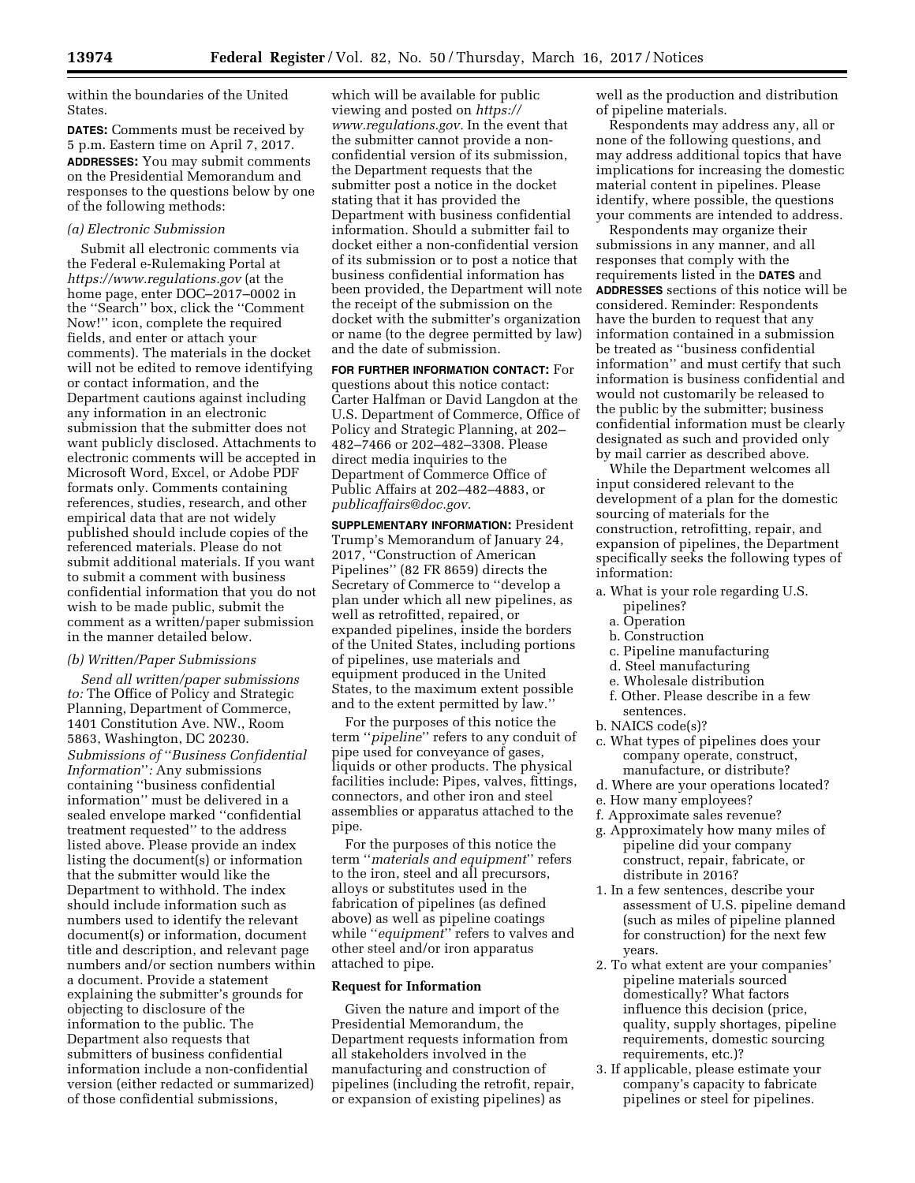within the boundaries of the United States.

**DATES:** Comments must be received by 5 p.m. Eastern time on April 7, 2017.

**ADDRESSES:** You may submit comments on the Presidential Memorandum and responses to the questions below by one of the following methods:

*(a) Electronic Submission*

Submit all electronic comments via the Federal e-Rulemaking Portal at *https://www.regulations.gov* (at the home page, enter DOC–2017–0002 in the ''Search'' box, click the ''Comment Now!'' icon, complete the required fields, and enter or attach your comments). The materials in the docket will not be edited to remove identifying or contact information, and the Department cautions against including any information in an electronic submission that the submitter does not want publicly disclosed. Attachments to electronic comments will be accepted in Microsoft Word, Excel, or Adobe PDF formats only. Comments containing references, studies, research, and other empirical data that are not widely published should include copies of the referenced materials. Please do not submit additional materials. If you want to submit a comment with business confidential information that you do not wish to be made public, submit the comment as a written/paper submission in the manner detailed below.

*(b) Written/Paper Submissions*

*Send all written/paper submissions to:* The Office of Policy and Strategic Planning, Department of Commerce, 1401 Constitution Ave. NW., Room 5863, Washington, DC 20230.

*Submissions of ''Business Confidential Information'':* Any submissions containing ''business confidential information'' must be delivered in a sealed envelope marked ''confidential treatment requested'' to the address listed above. Please provide an index listing the document(s) or information that the submitter would like the Department to withhold. The index should include information such as numbers used to identify the relevant document(s) or information, document title and description, and relevant page numbers and/or section numbers within a document. Provide a statement explaining the submitter's grounds for objecting to disclosure of the information to the public. The Department also requests that submitters of business confidential information include a non-confidential version (either redacted or summarized) of those confidential submissions, which will be available for public viewing and posted on *https://www.regulations.gov.* In the event that the submitter cannot provide a non-confidential version of its submission, the Department requests that the submitter post a notice in the docket stating that it has provided the Department with business confidential information. Should a submitter fail to docket either a non-confidential version of its submission or to post a notice that business confidential information has been provided, the Department will note the receipt of the submission on the docket with the submitter's organization or name (to the degree permitted by law) and the date of submission.

**FOR FURTHER INFORMATION CONTACT:** For questions about this notice contact: Carter Halfman or David Langdon at the U.S. Department of Commerce, Office of Policy and Strategic Planning, at 202–482–7466 or 202–482–3308. Please direct media inquiries to the Department of Commerce Office of Public Affairs at 202–482–4883, or *publicaffairs@doc.gov.*

**SUPPLEMENTARY INFORMATION:** President Trump's Memorandum of January 24, 2017, ''Construction of American Pipelines'' (82 FR 8659) directs the Secretary of Commerce to ''develop a plan under which all new pipelines, as well as retrofitted, repaired, or expanded pipelines, inside the borders of the United States, including portions of pipelines, use materials and equipment produced in the United States, to the maximum extent possible and to the extent permitted by law.''

For the purposes of this notice the term ''*pipeline*'' refers to any conduit of pipe used for conveyance of gases, liquids or other products. The physical facilities include: Pipes, valves, fittings, connectors, and other iron and steel assemblies or apparatus attached to the pipe.

For the purposes of this notice the term ''*materials and equipment*'' refers to the iron, steel and all precursors, alloys or substitutes used in the fabrication of pipelines (as defined above) as well as pipeline coatings while ''*equipment*'' refers to valves and other steel and/or iron apparatus attached to pipe.

## Request for Information

Given the nature and import of the Presidential Memorandum, the Department requests information from all stakeholders involved in the manufacturing and construction of pipelines (including the retrofit, repair, or expansion of existing pipelines) as well as the production and distribution of pipeline materials.

Respondents may address any, all or none of the following questions, and may address additional topics that have implications for increasing the domestic material content in pipelines. Please identify, where possible, the questions your comments are intended to address.

Respondents may organize their submissions in any manner, and all responses that comply with the requirements listed in the **DATES** and **ADDRESSES** sections of this notice will be considered. Reminder: Respondents have the burden to request that any information contained in a submission be treated as ''business confidential information'' and must certify that such information is business confidential and would not customarily be released to the public by the submitter; business confidential information must be clearly designated as such and provided only by mail carrier as described above.

While the Department welcomes all input considered relevant to the development of a plan for the domestic sourcing of materials for the construction, retrofitting, repair, and expansion of pipelines, the Department specifically seeks the following types of information:

a. What is your role regarding U.S. pipelines?
   a. Operation
   b. Construction
   c. Pipeline manufacturing
   d. Steel manufacturing
   e. Wholesale distribution
   f. Other. Please describe in a few sentences.

b. NAICS code(s)?

c. What types of pipelines does your company operate, construct, manufacture, or distribute?

d. Where are your operations located?

e. How many employees?

f. Approximate sales revenue?

g. Approximately how many miles of pipeline did your company construct, repair, fabricate, or distribute in 2016?

1. In a few sentences, describe your assessment of U.S. pipeline demand (such as miles of pipeline planned for construction) for the next few years.

2. To what extent are your companies' pipeline materials sourced domestically? What factors influence this decision (price, quality, supply shortages, pipeline requirements, domestic sourcing requirements, etc.)?

3. If applicable, please estimate your company's capacity to fabricate pipelines or steel for pipelines.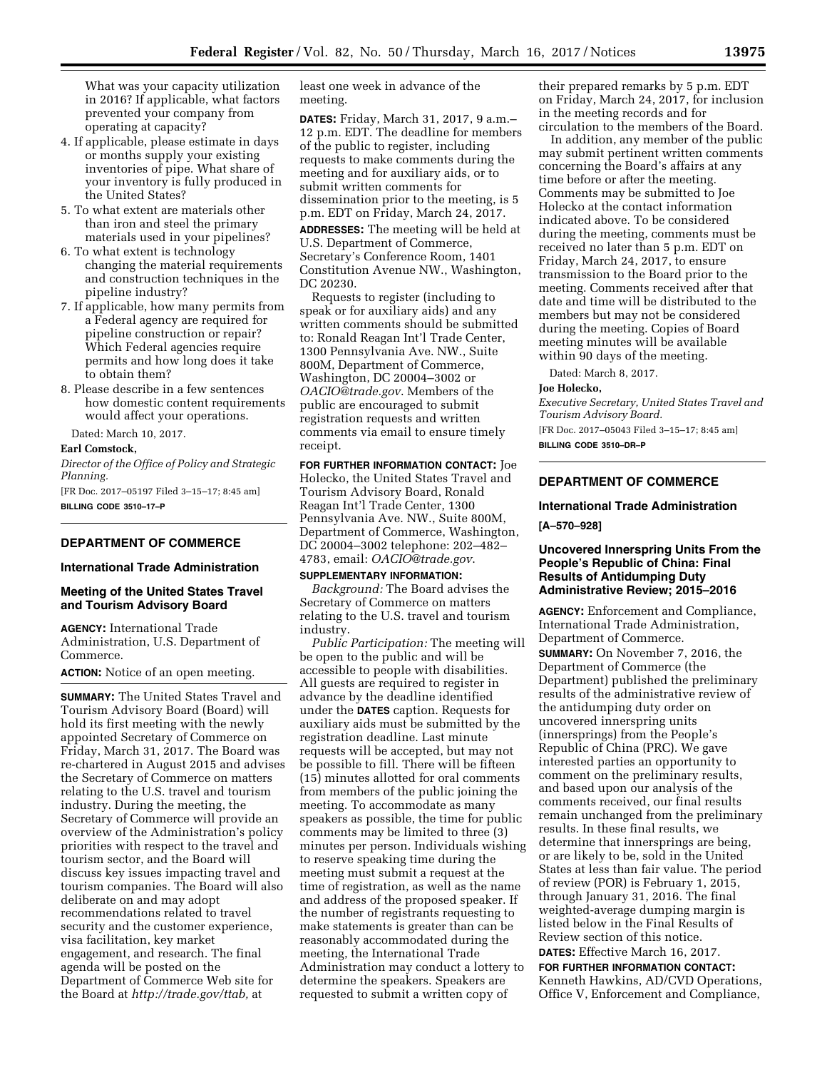What was your capacity utilization in 2016? If applicable, what factors prevented your company from operating at capacity?

4. If applicable, please estimate in days or months supply your existing inventories of pipe. What share of your inventory is fully produced in the United States?
5. To what extent are materials other than iron and steel the primary materials used in your pipelines?
6. To what extent is technology changing the material requirements and construction techniques in the pipeline industry?
7. If applicable, how many permits from a Federal agency are required for pipeline construction or repair? Which Federal agencies require permits and how long does it take to obtain them?
8. Please describe in a few sentences how domestic content requirements would affect your operations.

Dated: March 10, 2017.

**Earl Comstock,**

*Director of the Office of Policy and Strategic Planning.*

[FR Doc. 2017–05197 Filed 3–15–17; 8:45 am]

**BILLING CODE 3510–17–P**

## DEPARTMENT OF COMMERCE

### International Trade Administration

### Meeting of the United States Travel and Tourism Advisory Board

**AGENCY:** International Trade Administration, U.S. Department of Commerce.

**ACTION:** Notice of an open meeting.

**SUMMARY:** The United States Travel and Tourism Advisory Board (Board) will hold its first meeting with the newly appointed Secretary of Commerce on Friday, March 31, 2017. The Board was re-chartered in August 2015 and advises the Secretary of Commerce on matters relating to the U.S. travel and tourism industry. During the meeting, the Secretary of Commerce will provide an overview of the Administration's policy priorities with respect to the travel and tourism sector, and the Board will discuss key issues impacting travel and tourism companies. The Board will also deliberate on and may adopt recommendations related to travel security and the customer experience, visa facilitation, key market engagement, and research. The final agenda will be posted on the Department of Commerce Web site for the Board at *http://trade.gov/ttab,* at least one week in advance of the meeting.

**DATES:** Friday, March 31, 2017, 9 a.m.–12 p.m. EDT. The deadline for members of the public to register, including requests to make comments during the meeting and for auxiliary aids, or to submit written comments for dissemination prior to the meeting, is 5 p.m. EDT on Friday, March 24, 2017.

**ADDRESSES:** The meeting will be held at U.S. Department of Commerce, Secretary's Conference Room, 1401 Constitution Avenue NW., Washington, DC 20230.

Requests to register (including to speak or for auxiliary aids) and any written comments should be submitted to: Ronald Reagan Int'l Trade Center, 1300 Pennsylvania Ave. NW., Suite 800M, Department of Commerce, Washington, DC 20004–3002 or *OACIO@trade.gov*. Members of the public are encouraged to submit registration requests and written comments via email to ensure timely receipt.

**FOR FURTHER INFORMATION CONTACT:** Joe Holecko, the United States Travel and Tourism Advisory Board, Ronald Reagan Int'l Trade Center, 1300 Pennsylvania Ave. NW., Suite 800M, Department of Commerce, Washington, DC 20004–3002 telephone: 202–482–4783, email: *OACIO@trade.gov*.

**SUPPLEMENTARY INFORMATION:**

*Background:* The Board advises the Secretary of Commerce on matters relating to the U.S. travel and tourism industry.

*Public Participation:* The meeting will be open to the public and will be accessible to people with disabilities. All guests are required to register in advance by the deadline identified under the **DATES** caption. Requests for auxiliary aids must be submitted by the registration deadline. Last minute requests will be accepted, but may not be possible to fill. There will be fifteen (15) minutes allotted for oral comments from members of the public joining the meeting. To accommodate as many speakers as possible, the time for public comments may be limited to three (3) minutes per person. Individuals wishing to reserve speaking time during the meeting must submit a request at the time of registration, as well as the name and address of the proposed speaker. If the number of registrants requesting to make statements is greater than can be reasonably accommodated during the meeting, the International Trade Administration may conduct a lottery to determine the speakers. Speakers are requested to submit a written copy of their prepared remarks by 5 p.m. EDT on Friday, March 24, 2017, for inclusion in the meeting records and for circulation to the members of the Board.

In addition, any member of the public may submit pertinent written comments concerning the Board's affairs at any time before or after the meeting. Comments may be submitted to Joe Holecko at the contact information indicated above. To be considered during the meeting, comments must be received no later than 5 p.m. EDT on Friday, March 24, 2017, to ensure transmission to the Board prior to the meeting. Comments received after that date and time will be distributed to the members but may not be considered during the meeting. Copies of Board meeting minutes will be available within 90 days of the meeting.

Dated: March 8, 2017.

**Joe Holecko,**

*Executive Secretary, United States Travel and Tourism Advisory Board.*

[FR Doc. 2017–05043 Filed 3–15–17; 8:45 am]

**BILLING CODE 3510–DR–P**

## DEPARTMENT OF COMMERCE

### International Trade Administration

**[A–570–928]**

### Uncovered Innerspring Units From the People's Republic of China: Final Results of Antidumping Duty Administrative Review; 2015–2016

**AGENCY:** Enforcement and Compliance, International Trade Administration, Department of Commerce.

**SUMMARY:** On November 7, 2016, the Department of Commerce (the Department) published the preliminary results of the administrative review of the antidumping duty order on uncovered innerspring units (innersprings) from the People's Republic of China (PRC). We gave interested parties an opportunity to comment on the preliminary results, and based upon our analysis of the comments received, our final results remain unchanged from the preliminary results. In these final results, we determine that innersprings are being, or are likely to be, sold in the United States at less than fair value. The period of review (POR) is February 1, 2015, through January 31, 2016. The final weighted-average dumping margin is listed below in the Final Results of Review section of this notice.

**DATES:** Effective March 16, 2017.

**FOR FURTHER INFORMATION CONTACT:** Kenneth Hawkins, AD/CVD Operations, Office V, Enforcement and Compliance,